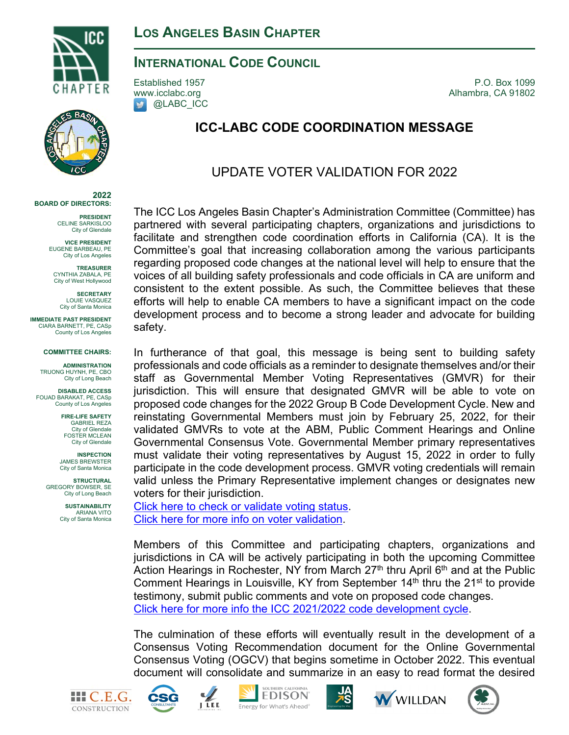# Los Angeles Basin Chapter

## International Code Council

Established 1957
www.icclabc.org
@LABC_ICC

P.O. Box 1099
Alhambra, CA 91802

**2022 BOARD OF DIRECTORS:**

**PRESIDENT**
CELINE SARKISLOO
City of Glendale

**VICE PRESIDENT**
EUGENE BARBEAU, PE
City of Los Angeles

**TREASURER**
CYNTHIA ZABALA, PE
City of West Hollywood

**SECRETARY**
LOUIE VASQUEZ
City of Santa Monica

**IMMEDIATE PAST PRESIDENT**
CIARA BARNETT, PE, CASp
County of Los Angeles

**COMMITTEE CHAIRS:**

**ADMINISTRATION**
TRUONG HUYNH, PE, CBO
City of Long Beach

**DISABLED ACCESS**
FOUAD BARAKAT, PE, CASp
County of Los Angeles

**FIRE-LIFE SAFETY**
GABRIEL REZA
City of Glendale
FOSTER MCLEAN
City of Glendale

**INSPECTION**
JAMES BREWSTER
City of Santa Monica

**STRUCTURAL**
GREGORY BOWSER, SE
City of Long Beach

**SUSTAINABILITY**
ARIANA VITO
City of Santa Monica

# ICC-LABC CODE COORDINATION MESSAGE

## UPDATE VOTER VALIDATION FOR 2022

The ICC Los Angeles Basin Chapter's Administration Committee (Committee) has partnered with several participating chapters, organizations and jurisdictions to facilitate and strengthen code coordination efforts in California (CA). It is the Committee's goal that increasing collaboration among the various participants regarding proposed code changes at the national level will help to ensure that the voices of all building safety professionals and code officials in CA are uniform and consistent to the extent possible. As such, the Committee believes that these efforts will help to enable CA members to have a significant impact on the code development process and to become a strong leader and advocate for building safety.

In furtherance of that goal, this message is being sent to building safety professionals and code officials as a reminder to designate themselves and/or their staff as Governmental Member Voting Representatives (GMVR) for their jurisdiction. This will ensure that designated GMVR will be able to vote on proposed code changes for the 2022 Group B Code Development Cycle. New and reinstating Governmental Members must join by February 25, 2022, for their validated GMVRs to vote at the ABM, Public Comment Hearings and Online Governmental Consensus Vote. Governmental Member primary representatives must validate their voting representatives by August 15, 2022 in order to fully participate in the code development process. GMVR voting credentials will remain valid unless the Primary Representative implement changes or designates new voters for their jurisdiction.
Click here to check or validate voting status.
Click here for more info on voter validation.

Members of this Committee and participating chapters, organizations and jurisdictions in CA will be actively participating in both the upcoming Committee Action Hearings in Rochester, NY from March 27th thru April 6th and at the Public Comment Hearings in Louisville, KY from September 14th thru the 21st to provide testimony, submit public comments and vote on proposed code changes.
Click here for more info the ICC 2021/2022 code development cycle.

The culmination of these efforts will eventually result in the development of a Consensus Voting Recommendation document for the Online Governmental Consensus Voting (OGCV) that begins sometime in October 2022. This eventual document will consolidate and summarize in an easy to read format the desired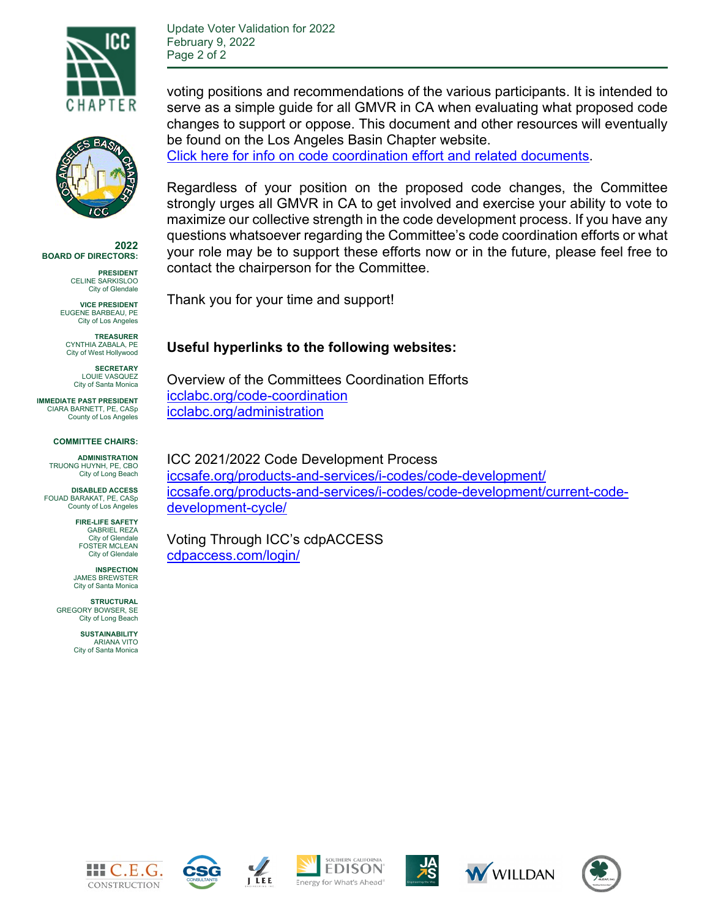voting positions and recommendations of the various participants. It is intended to serve as a simple guide for all GMVR in CA when evaluating what proposed code changes to support or oppose. This document and other resources will eventually be found on the Los Angeles Basin Chapter website.
Click here for info on code coordination effort and related documents.

Regardless of your position on the proposed code changes, the Committee strongly urges all GMVR in CA to get involved and exercise your ability to vote to maximize our collective strength in the code development process. If you have any questions whatsoever regarding the Committee's code coordination efforts or what your role may be to support these efforts now or in the future, please feel free to contact the chairperson for the Committee.

Thank you for your time and support!

**Useful hyperlinks to the following websites:**

Overview of the Committees Coordination Efforts
icclabc.org/code-coordination
icclabc.org/administration

ICC 2021/2022 Code Development Process
iccsafe.org/products-and-services/i-codes/code-development/
iccsafe.org/products-and-services/i-codes/code-development/current-code-development-cycle/

Voting Through ICC's cdpACCESS
cdpaccess.com/login/

**2022 BOARD OF DIRECTORS:**

**PRESIDENT**
CELINE SARKISLOO
City of Glendale

**VICE PRESIDENT**
EUGENE BARBEAU, PE
City of Los Angeles

**TREASURER**
CYNTHIA ZABALA, PE
City of West Hollywood

**SECRETARY**
LOUIE VASQUEZ
City of Santa Monica

**IMMEDIATE PAST PRESIDENT**
CIARA BARNETT, PE, CASp
County of Los Angeles

**COMMITTEE CHAIRS:**

**ADMINISTRATION**
TRUONG HUYNH, PE, CBO
City of Long Beach

**DISABLED ACCESS**
FOUAD BARAKAT, PE, CASp
County of Los Angeles

**FIRE-LIFE SAFETY**
GABRIEL REZA
City of Glendale
FOSTER MCLEAN
City of Glendale

**INSPECTION**
JAMES BREWSTER
City of Santa Monica

**STRUCTURAL**
GREGORY BOWSER, SE
City of Long Beach

**SUSTAINABILITY**
ARIANA VITO
City of Santa Monica